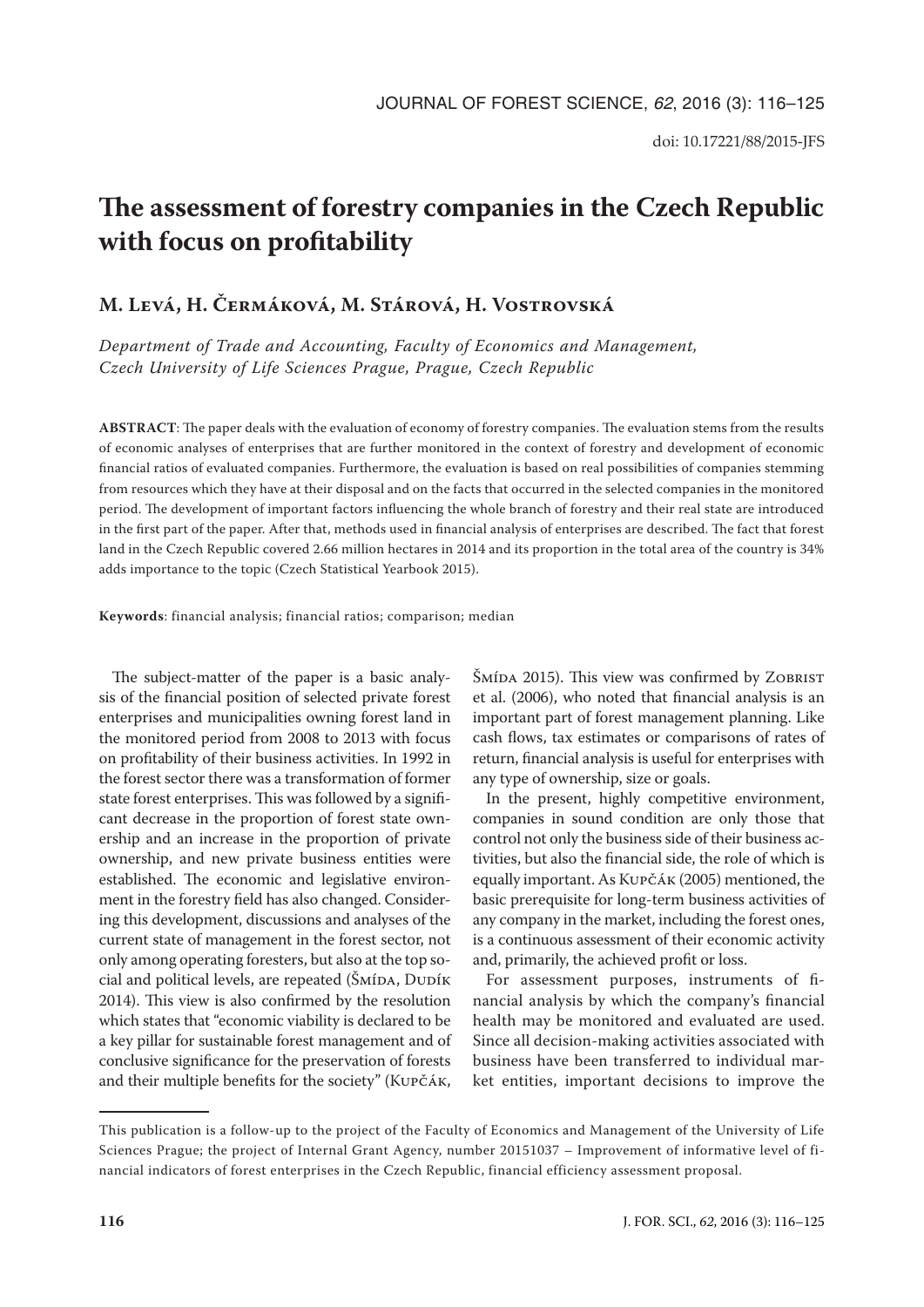doi: 10.17221/88/2015-JFS

# The assessment of forestry companies in the Czech Republic with focus on profitability

## M. Levá, H. Čermáková, M. Stárová, H. Vostrovská

*Department of Trade and Accounting, Faculty of Economics and Management, Czech University of Life Sciences Prague, Prague, Czech Republic*

**ABSTRACT**: The paper deals with the evaluation of economy of forestry companies. The evaluation stems from the results of economic analyses of enterprises that are further monitored in the context of forestry and development of economic financial ratios of evaluated companies. Furthermore, the evaluation is based on real possibilities of companies stemming from resources which they have at their disposal and on the facts that occurred in the selected companies in the monitored period. The development of important factors influencing the whole branch of forestry and their real state are introduced in the first part of the paper. After that, methods used in financial analysis of enterprises are described. The fact that forest land in the Czech Republic covered 2.66 million hectares in 2014 and its proportion in the total area of the country is 34% adds importance to the topic (Czech Statistical Yearbook 2015).

**Keywords**: financial analysis; financial ratios; comparison; median

The subject-matter of the paper is a basic analysis of the financial position of selected private forest enterprises and municipalities owning forest land in the monitored period from 2008 to 2013 with focus on profitability of their business activities. In 1992 in the forest sector there was a transformation of former state forest enterprises. This was followed by a significant decrease in the proportion of forest state ownership and an increase in the proportion of private ownership, and new private business entities were established. The economic and legislative environment in the forestry field has also changed. Considering this development, discussions and analyses of the current state of management in the forest sector, not only among operating foresters, but also at the top social and political levels, are repeated (Šmída, Dudík 2014). This view is also confirmed by the resolution which states that "economic viability is declared to be a key pillar for sustainable forest management and of conclusive significance for the preservation of forests and their multiple benefits for the society" (Kupčák, Šmída 2015). This view was confirmed by Zobrist et al. (2006), who noted that financial analysis is an important part of forest management planning. Like cash flows, tax estimates or comparisons of rates of return, financial analysis is useful for enterprises with any type of ownership, size or goals.

In the present, highly competitive environment, companies in sound condition are only those that control not only the business side of their business activities, but also the financial side, the role of which is equally important. As Kupčák (2005) mentioned, the basic prerequisite for long-term business activities of any company in the market, including the forest ones, is a continuous assessment of their economic activity and, primarily, the achieved profit or loss.

For assessment purposes, instruments of financial analysis by which the company's financial health may be monitored and evaluated are used. Since all decision-making activities associated with business have been transferred to individual market entities, important decisions to improve the

---

This publication is a follow-up to the project of the Faculty of Economics and Management of the University of Life Sciences Prague; the project of Internal Grant Agency, number 20151037 – Improvement of informative level of financial indicators of forest enterprises in the Czech Republic, financial efficiency assessment proposal.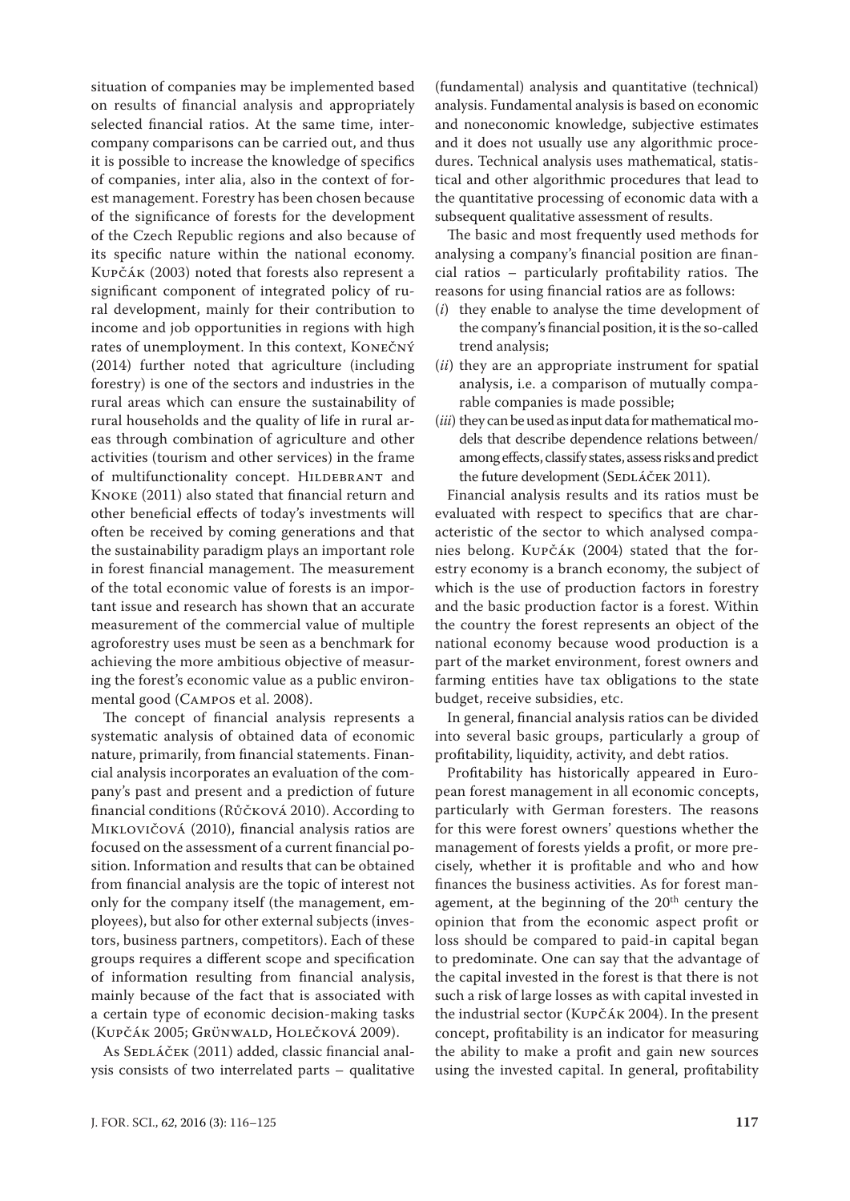situation of companies may be implemented based on results of financial analysis and appropriately selected financial ratios. At the same time, intercompany comparisons can be carried out, and thus it is possible to increase the knowledge of specifics of companies, inter alia, also in the context of forest management. Forestry has been chosen because of the significance of forests for the development of the Czech Republic regions and also because of its specific nature within the national economy. Kupčák (2003) noted that forests also represent a significant component of integrated policy of rural development, mainly for their contribution to income and job opportunities in regions with high rates of unemployment. In this context, Konečný (2014) further noted that agriculture (including forestry) is one of the sectors and industries in the rural areas which can ensure the sustainability of rural households and the quality of life in rural areas through combination of agriculture and other activities (tourism and other services) in the frame of multifunctionality concept. Hildebrant and Knoke (2011) also stated that financial return and other beneficial effects of today's investments will often be received by coming generations and that the sustainability paradigm plays an important role in forest financial management. The measurement of the total economic value of forests is an important issue and research has shown that an accurate measurement of the commercial value of multiple agroforestry uses must be seen as a benchmark for achieving the more ambitious objective of measuring the forest's economic value as a public environmental good (Campos et al. 2008).

The concept of financial analysis represents a systematic analysis of obtained data of economic nature, primarily, from financial statements. Financial analysis incorporates an evaluation of the company's past and present and a prediction of future financial conditions (Růčková 2010). According to Miklovičová (2010), financial analysis ratios are focused on the assessment of a current financial position. Information and results that can be obtained from financial analysis are the topic of interest not only for the company itself (the management, employees), but also for other external subjects (investors, business partners, competitors). Each of these groups requires a different scope and specification of information resulting from financial analysis, mainly because of the fact that is associated with a certain type of economic decision-making tasks (Kupčák 2005; Grünwald, Holečková 2009).

As Sedláček (2011) added, classic financial analysis consists of two interrelated parts – qualitative (fundamental) analysis and quantitative (technical) analysis. Fundamental analysis is based on economic and noneconomic knowledge, subjective estimates and it does not usually use any algorithmic procedures. Technical analysis uses mathematical, statistical and other algorithmic procedures that lead to the quantitative processing of economic data with a subsequent qualitative assessment of results.

The basic and most frequently used methods for analysing a company's financial position are financial ratios – particularly profitability ratios. The reasons for using financial ratios are as follows:

(*i*) they enable to analyse the time development of the company's financial position, it is the so-called trend analysis;

(*ii*) they are an appropriate instrument for spatial analysis, i.e. a comparison of mutually comparable companies is made possible;

(*iii*) they can be used as input data for mathematical models that describe dependence relations between/among effects, classify states, assess risks and predict the future development (Sedláček 2011).

Financial analysis results and its ratios must be evaluated with respect to specifics that are characteristic of the sector to which analysed companies belong. Kupčák (2004) stated that the forestry economy is a branch economy, the subject of which is the use of production factors in forestry and the basic production factor is a forest. Within the country the forest represents an object of the national economy because wood production is a part of the market environment, forest owners and farming entities have tax obligations to the state budget, receive subsidies, etc.

In general, financial analysis ratios can be divided into several basic groups, particularly a group of profitability, liquidity, activity, and debt ratios.

Profitability has historically appeared in European forest management in all economic concepts, particularly with German foresters. The reasons for this were forest owners' questions whether the management of forests yields a profit, or more precisely, whether it is profitable and who and how finances the business activities. As for forest management, at the beginning of the 20th century the opinion that from the economic aspect profit or loss should be compared to paid-in capital began to predominate. One can say that the advantage of the capital invested in the forest is that there is not such a risk of large losses as with capital invested in the industrial sector (Kupčák 2004). In the present concept, profitability is an indicator for measuring the ability to make a profit and gain new sources using the invested capital. In general, profitability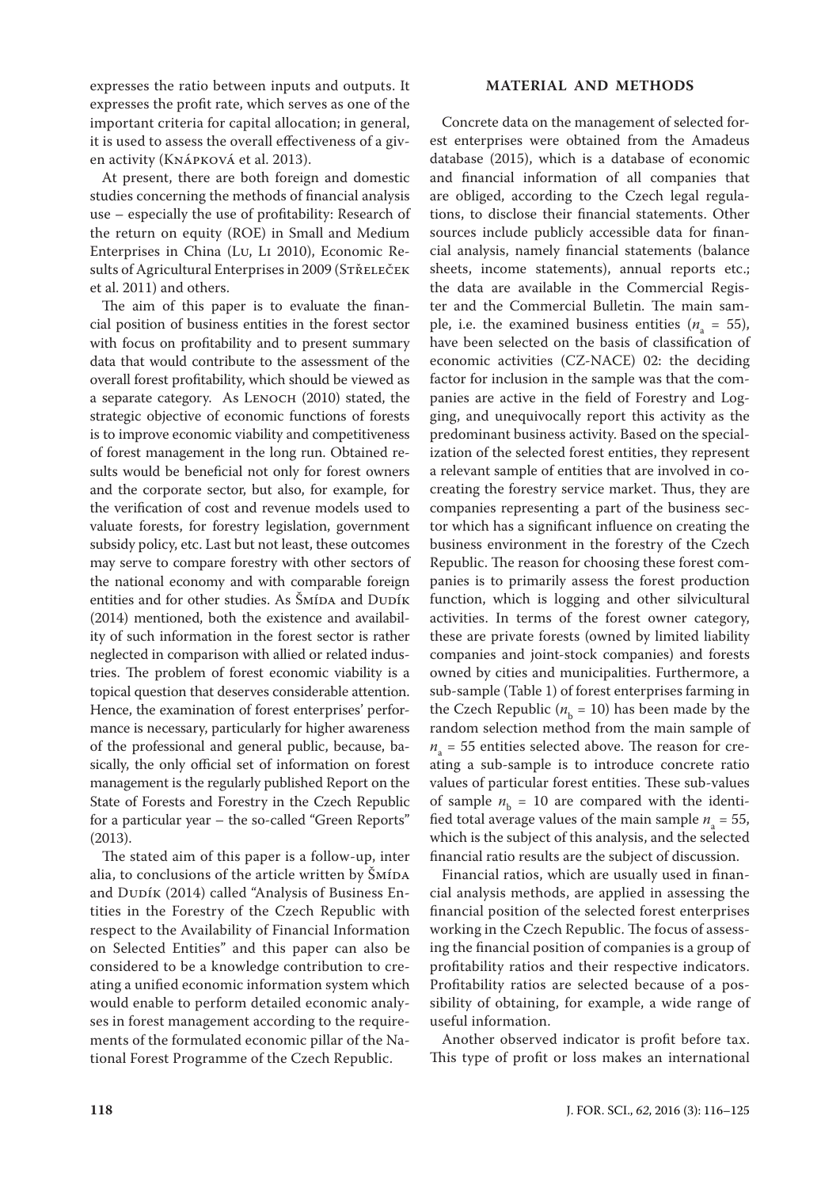expresses the ratio between inputs and outputs. It expresses the profit rate, which serves as one of the important criteria for capital allocation; in general, it is used to assess the overall effectiveness of a given activity (Knápková et al. 2013).

At present, there are both foreign and domestic studies concerning the methods of financial analysis use – especially the use of profitability: Research of the return on equity (ROE) in Small and Medium Enterprises in China (Lu, Li 2010), Economic Results of Agricultural Enterprises in 2009 (Střeleček et al. 2011) and others.

The aim of this paper is to evaluate the financial position of business entities in the forest sector with focus on profitability and to present summary data that would contribute to the assessment of the overall forest profitability, which should be viewed as a separate category. As Lenoch (2010) stated, the strategic objective of economic functions of forests is to improve economic viability and competitiveness of forest management in the long run. Obtained results would be beneficial not only for forest owners and the corporate sector, but also, for example, for the verification of cost and revenue models used to valuate forests, for forestry legislation, government subsidy policy, etc. Last but not least, these outcomes may serve to compare forestry with other sectors of the national economy and with comparable foreign entities and for other studies. As Šmída and Dudík (2014) mentioned, both the existence and availability of such information in the forest sector is rather neglected in comparison with allied or related industries. The problem of forest economic viability is a topical question that deserves considerable attention. Hence, the examination of forest enterprises' performance is necessary, particularly for higher awareness of the professional and general public, because, basically, the only official set of information on forest management is the regularly published Report on the State of Forests and Forestry in the Czech Republic for a particular year – the so-called "Green Reports" (2013).

The stated aim of this paper is a follow-up, inter alia, to conclusions of the article written by Šmída and Dudík (2014) called "Analysis of Business Entities in the Forestry of the Czech Republic with respect to the Availability of Financial Information on Selected Entities" and this paper can also be considered to be a knowledge contribution to creating a unified economic information system which would enable to perform detailed economic analyses in forest management according to the requirements of the formulated economic pillar of the National Forest Programme of the Czech Republic.

## MATERIAL AND METHODS

Concrete data on the management of selected forest enterprises were obtained from the Amadeus database (2015), which is a database of economic and financial information of all companies that are obliged, according to the Czech legal regulations, to disclose their financial statements. Other sources include publicly accessible data for financial analysis, namely financial statements (balance sheets, income statements), annual reports etc.; the data are available in the Commercial Register and the Commercial Bulletin. The main sample, i.e. the examined business entities ($n_a$ = 55), have been selected on the basis of classification of economic activities (CZ-NACE) 02: the deciding factor for inclusion in the sample was that the companies are active in the field of Forestry and Logging, and unequivocally report this activity as the predominant business activity. Based on the specialization of the selected forest entities, they represent a relevant sample of entities that are involved in co-creating the forestry service market. Thus, they are companies representing a part of the business sector which has a significant influence on creating the business environment in the forestry of the Czech Republic. The reason for choosing these forest companies is to primarily assess the forest production function, which is logging and other silvicultural activities. In terms of the forest owner category, these are private forests (owned by limited liability companies and joint-stock companies) and forests owned by cities and municipalities. Furthermore, a sub-sample (Table 1) of forest enterprises farming in the Czech Republic ($n_b$ = 10) has been made by the random selection method from the main sample of $n_a$ = 55 entities selected above. The reason for creating a sub-sample is to introduce concrete ratio values of particular forest entities. These sub-values of sample $n_b$ = 10 are compared with the identified total average values of the main sample $n_a$ = 55, which is the subject of this analysis, and the selected financial ratio results are the subject of discussion.

Financial ratios, which are usually used in financial analysis methods, are applied in assessing the financial position of the selected forest enterprises working in the Czech Republic. The focus of assessing the financial position of companies is a group of profitability ratios and their respective indicators. Profitability ratios are selected because of a possibility of obtaining, for example, a wide range of useful information.

Another observed indicator is profit before tax. This type of profit or loss makes an international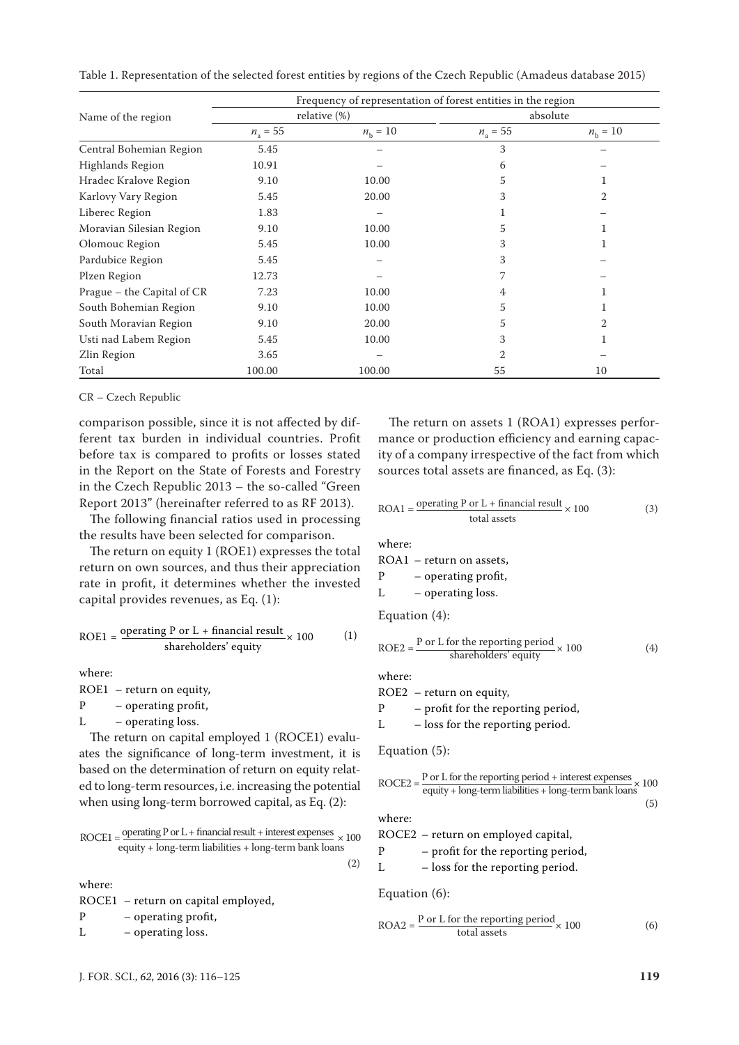Table 1. Representation of the selected forest entities by regions of the Czech Republic (Amadeus database 2015)

| Name of the region | Frequency of representation of forest entities in the region | | | |
|---|---|---|---|---|
| | relative (%) | | absolute | |
| | $n_a = 55$ | $n_b = 10$ | $n_a = 55$ | $n_b = 10$ |
| Central Bohemian Region | 5.45 | – | 3 | – |
| Highlands Region | 10.91 | – | 6 | – |
| Hradec Kralove Region | 9.10 | 10.00 | 5 | 1 |
| Karlovy Vary Region | 5.45 | 20.00 | 3 | 2 |
| Liberec Region | 1.83 | – | 1 | – |
| Moravian Silesian Region | 9.10 | 10.00 | 5 | 1 |
| Olomouc Region | 5.45 | 10.00 | 3 | 1 |
| Pardubice Region | 5.45 | – | 3 | – |
| Plzen Region | 12.73 | – | 7 | – |
| Prague – the Capital of CR | 7.23 | 10.00 | 4 | 1 |
| South Bohemian Region | 9.10 | 10.00 | 5 | 1 |
| South Moravian Region | 9.10 | 20.00 | 5 | 2 |
| Usti nad Labem Region | 5.45 | 10.00 | 3 | 1 |
| Zlin Region | 3.65 | – | 2 | – |
| Total | 100.00 | 100.00 | 55 | 10 |

CR – Czech Republic

comparison possible, since it is not affected by different tax burden in individual countries. Profit before tax is compared to profits or losses stated in the Report on the State of Forests and Forestry in the Czech Republic 2013 – the so-called "Green Report 2013" (hereinafter referred to as RF 2013).

The following financial ratios used in processing the results have been selected for comparison.

The return on equity 1 (ROE1) expresses the total return on own sources, and thus their appreciation rate in profit, it determines whether the invested capital provides revenues, as Eq. (1):

$$\text{ROE1} = \frac{\text{operating P or L + financial result}}{\text{shareholders' equity}} \times 100 \tag{1}$$

where:

ROE1 – return on equity,
P – operating profit,
L – operating loss.

The return on capital employed 1 (ROCE1) evaluates the significance of long-term investment, it is based on the determination of return on equity related to long-term resources, i.e. increasing the potential when using long-term borrowed capital, as Eq. (2):

$$\text{ROCE1} = \frac{\text{operating P or L + financial result + interest expenses}}{\text{equity + long-term liabilities + long-term bank loans}} \times 100 \tag{2}$$

where:

ROCE1 – return on capital employed,
P – operating profit,
L – operating loss.

The return on assets 1 (ROA1) expresses performance or production efficiency and earning capacity of a company irrespective of the fact from which sources total assets are financed, as Eq. (3):

$$\text{ROA1} = \frac{\text{operating P or L + financial result}}{\text{total assets}} \times 100 \tag{3}$$

where:

ROA1 – return on assets,
P – operating profit,
L – operating loss.

Equation (4):

$$\text{ROE2} = \frac{\text{P or L for the reporting period}}{\text{shareholders' equity}} \times 100 \tag{4}$$

where:

ROE2 – return on equity,
P – profit for the reporting period,
L – loss for the reporting period.

Equation (5):

$$\text{ROCE2} = \frac{\text{P or L for the reporting period + interest expenses}}{\text{equity + long-term liabilities + long-term bank loans}} \times 100 \tag{5}$$

where:

ROCE2 – return on employed capital,
P – profit for the reporting period,
L – loss for the reporting period.

Equation (6):

$$\text{ROA2} = \frac{\text{P or L for the reporting period}}{\text{total assets}} \times 100 \tag{6}$$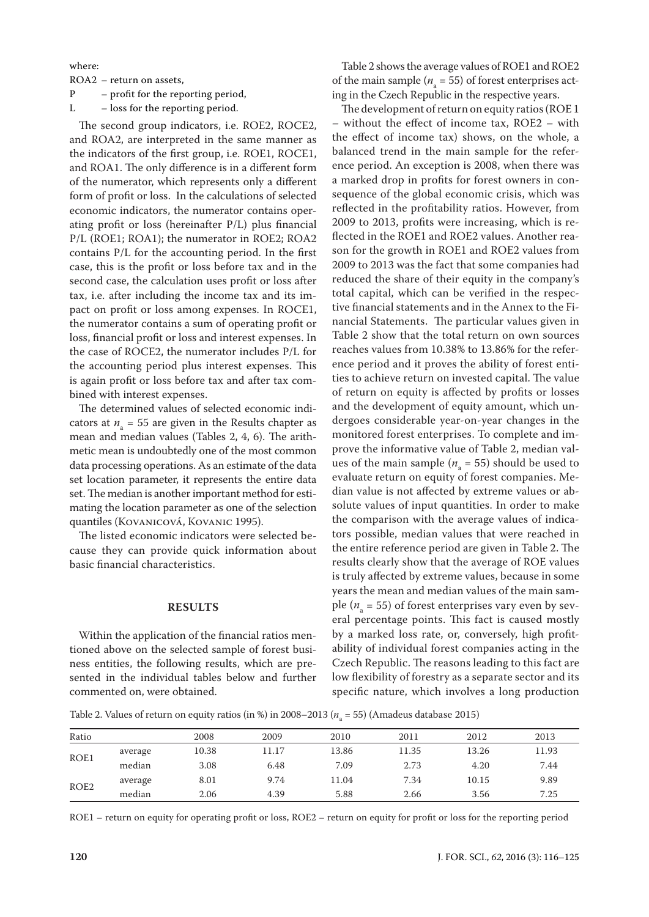where:

ROA2 – return on assets,

P – profit for the reporting period,

L – loss for the reporting period.

The second group indicators, i.e. ROE2, ROCE2, and ROA2, are interpreted in the same manner as the indicators of the first group, i.e. ROE1, ROCE1, and ROA1. The only difference is in a different form of the numerator, which represents only a different form of profit or loss. In the calculations of selected economic indicators, the numerator contains operating profit or loss (hereinafter P/L) plus financial P/L (ROE1; ROA1); the numerator in ROE2; ROA2 contains P/L for the accounting period. In the first case, this is the profit or loss before tax and in the second case, the calculation uses profit or loss after tax, i.e. after including the income tax and its impact on profit or loss among expenses. In ROCE1, the numerator contains a sum of operating profit or loss, financial profit or loss and interest expenses. In the case of ROCE2, the numerator includes P/L for the accounting period plus interest expenses. This is again profit or loss before tax and after tax combined with interest expenses.

The determined values of selected economic indicators at $n_a = 55$ are given in the Results chapter as mean and median values (Tables 2, 4, 6). The arithmetic mean is undoubtedly one of the most common data processing operations. As an estimate of the data set location parameter, it represents the entire data set. The median is another important method for estimating the location parameter as one of the selection quantiles (Kovanicová, Kovanic 1995).

The listed economic indicators were selected because they can provide quick information about basic financial characteristics.

## RESULTS

Within the application of the financial ratios mentioned above on the selected sample of forest business entities, the following results, which are presented in the individual tables below and further commented on, were obtained.

Table 2 shows the average values of ROE1 and ROE2 of the main sample ($n_a = 55$) of forest enterprises acting in the Czech Republic in the respective years.

The development of return on equity ratios (ROE 1 – without the effect of income tax, ROE2 – with the effect of income tax) shows, on the whole, a balanced trend in the main sample for the reference period. An exception is 2008, when there was a marked drop in profits for forest owners in consequence of the global economic crisis, which was reflected in the profitability ratios. However, from 2009 to 2013, profits were increasing, which is reflected in the ROE1 and ROE2 values. Another reason for the growth in ROE1 and ROE2 values from 2009 to 2013 was the fact that some companies had reduced the share of their equity in the company's total capital, which can be verified in the respective financial statements and in the Annex to the Financial Statements. The particular values given in Table 2 show that the total return on own sources reaches values from 10.38% to 13.86% for the reference period and it proves the ability of forest entities to achieve return on invested capital. The value of return on equity is affected by profits or losses and the development of equity amount, which undergoes considerable year-on-year changes in the monitored forest enterprises. To complete and improve the informative value of Table 2, median values of the main sample ($n_a = 55$) should be used to evaluate return on equity of forest companies. Median value is not affected by extreme values or absolute values of input quantities. In order to make the comparison with the average values of indicators possible, median values that were reached in the entire reference period are given in Table 2. The results clearly show that the average of ROE values is truly affected by extreme values, because in some years the mean and median values of the main sample ($n_a = 55$) of forest enterprises vary even by several percentage points. This fact is caused mostly by a marked loss rate, or, conversely, high profitability of individual forest companies acting in the Czech Republic. The reasons leading to this fact are low flexibility of forestry as a separate sector and its specific nature, which involves a long production

Table 2. Values of return on equity ratios (in %) in 2008–2013 ($n_a = 55$) (Amadeus database 2015)

| Ratio | | 2008 | 2009 | 2010 | 2011 | 2012 | 2013 |
|---|---|---|---|---|---|---|---|
| ROE1 | average | 10.38 | 11.17 | 13.86 | 11.35 | 13.26 | 11.93 |
| | median | 3.08 | 6.48 | 7.09 | 2.73 | 4.20 | 7.44 |
| ROE2 | average | 8.01 | 9.74 | 11.04 | 7.34 | 10.15 | 9.89 |
| | median | 2.06 | 4.39 | 5.88 | 2.66 | 3.56 | 7.25 |

ROE1 – return on equity for operating profit or loss, ROE2 – return on equity for profit or loss for the reporting period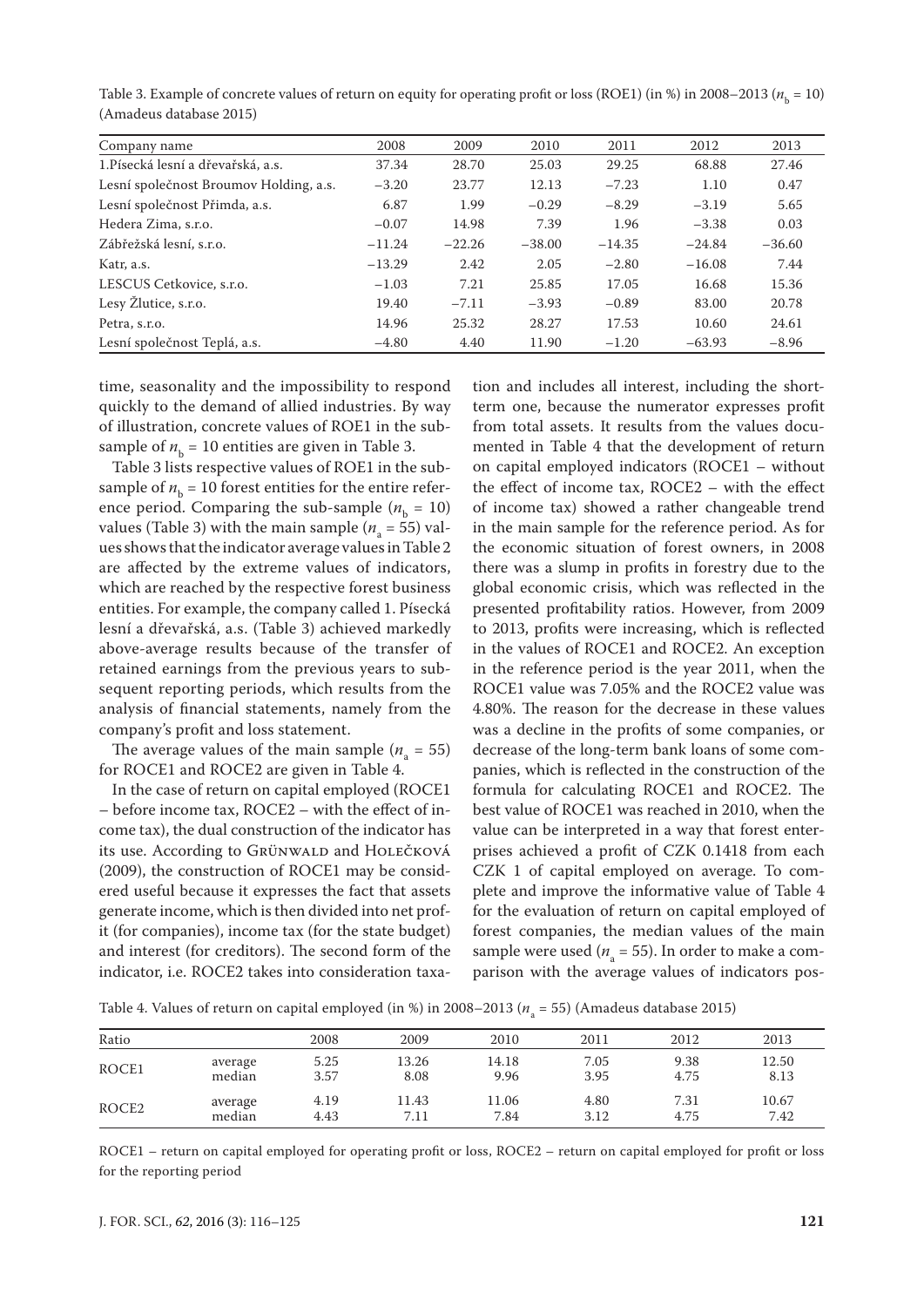Table 3. Example of concrete values of return on equity for operating profit or loss (ROE1) (in %) in 2008–2013 ($n_b$ = 10) (Amadeus database 2015)

| Company name | 2008 | 2009 | 2010 | 2011 | 2012 | 2013 |
|---|---|---|---|---|---|---|
| 1.Písecká lesní a dřevařská, a.s. | 37.34 | 28.70 | 25.03 | 29.25 | 68.88 | 27.46 |
| Lesní společnost Broumov Holding, a.s. | −3.20 | 23.77 | 12.13 | −7.23 | 1.10 | 0.47 |
| Lesní společnost Přimda, a.s. | 6.87 | 1.99 | −0.29 | −8.29 | −3.19 | 5.65 |
| Hedera Zima, s.r.o. | −0.07 | 14.98 | 7.39 | 1.96 | −3.38 | 0.03 |
| Zábřežská lesní, s.r.o. | −11.24 | −22.26 | −38.00 | −14.35 | −24.84 | −36.60 |
| Katr, a.s. | −13.29 | 2.42 | 2.05 | −2.80 | −16.08 | 7.44 |
| LESCUS Cetkovice, s.r.o. | −1.03 | 7.21 | 25.85 | 17.05 | 16.68 | 15.36 |
| Lesy Žlutice, s.r.o. | 19.40 | −7.11 | −3.93 | −0.89 | 83.00 | 20.78 |
| Petra, s.r.o. | 14.96 | 25.32 | 28.27 | 17.53 | 10.60 | 24.61 |
| Lesní společnost Teplá, a.s. | −4.80 | 4.40 | 11.90 | −1.20 | −63.93 | −8.96 |

time, seasonality and the impossibility to respond quickly to the demand of allied industries. By way of illustration, concrete values of ROE1 in the subsample of $n_b$ = 10 entities are given in Table 3.

Table 3 lists respective values of ROE1 in the subsample of $n_b$ = 10 forest entities for the entire reference period. Comparing the sub-sample ($n_b$ = 10) values (Table 3) with the main sample ($n_a$ = 55) values shows that the indicator average values in Table 2 are affected by the extreme values of indicators, which are reached by the respective forest business entities. For example, the company called 1. Písecká lesní a dřevařská, a.s. (Table 3) achieved markedly above-average results because of the transfer of retained earnings from the previous years to subsequent reporting periods, which results from the analysis of financial statements, namely from the company's profit and loss statement.

The average values of the main sample ($n_a$ = 55) for ROCE1 and ROCE2 are given in Table 4.

In the case of return on capital employed (ROCE1 – before income tax, ROCE2 – with the effect of income tax), the dual construction of the indicator has its use. According to Grünwald and Holečková (2009), the construction of ROCE1 may be considered useful because it expresses the fact that assets generate income, which is then divided into net profit (for companies), income tax (for the state budget) and interest (for creditors). The second form of the indicator, i.e. ROCE2 takes into consideration taxation and includes all interest, including the short-term one, because the numerator expresses profit from total assets. It results from the values documented in Table 4 that the development of return on capital employed indicators (ROCE1 – without the effect of income tax, ROCE2 – with the effect of income tax) showed a rather changeable trend in the main sample for the reference period. As for the economic situation of forest owners, in 2008 there was a slump in profits in forestry due to the global economic crisis, which was reflected in the presented profitability ratios. However, from 2009 to 2013, profits were increasing, which is reflected in the values of ROCE1 and ROCE2. An exception in the reference period is the year 2011, when the ROCE1 value was 7.05% and the ROCE2 value was 4.80%. The reason for the decrease in these values was a decline in the profits of some companies, or decrease of the long-term bank loans of some companies, which is reflected in the construction of the formula for calculating ROCE1 and ROCE2. The best value of ROCE1 was reached in 2010, when the value can be interpreted in a way that forest enterprises achieved a profit of CZK 0.1418 from each CZK 1 of capital employed on average. To complete and improve the informative value of Table 4 for the evaluation of return on capital employed of forest companies, the median values of the main sample were used ($n_a$ = 55). In order to make a comparison with the average values of indicators pos-

Table 4. Values of return on capital employed (in %) in 2008–2013 ($n_a$ = 55) (Amadeus database 2015)

| Ratio | | 2008 | 2009 | 2010 | 2011 | 2012 | 2013 |
|---|---|---|---|---|---|---|---|
| ROCE1 | average | 5.25 | 13.26 | 14.18 | 7.05 | 9.38 | 12.50 |
| | median | 3.57 | 8.08 | 9.96 | 3.95 | 4.75 | 8.13 |
| ROCE2 | average | 4.19 | 11.43 | 11.06 | 4.80 | 7.31 | 10.67 |
| | median | 4.43 | 7.11 | 7.84 | 3.12 | 4.75 | 7.42 |

ROCE1 – return on capital employed for operating profit or loss, ROCE2 – return on capital employed for profit or loss for the reporting period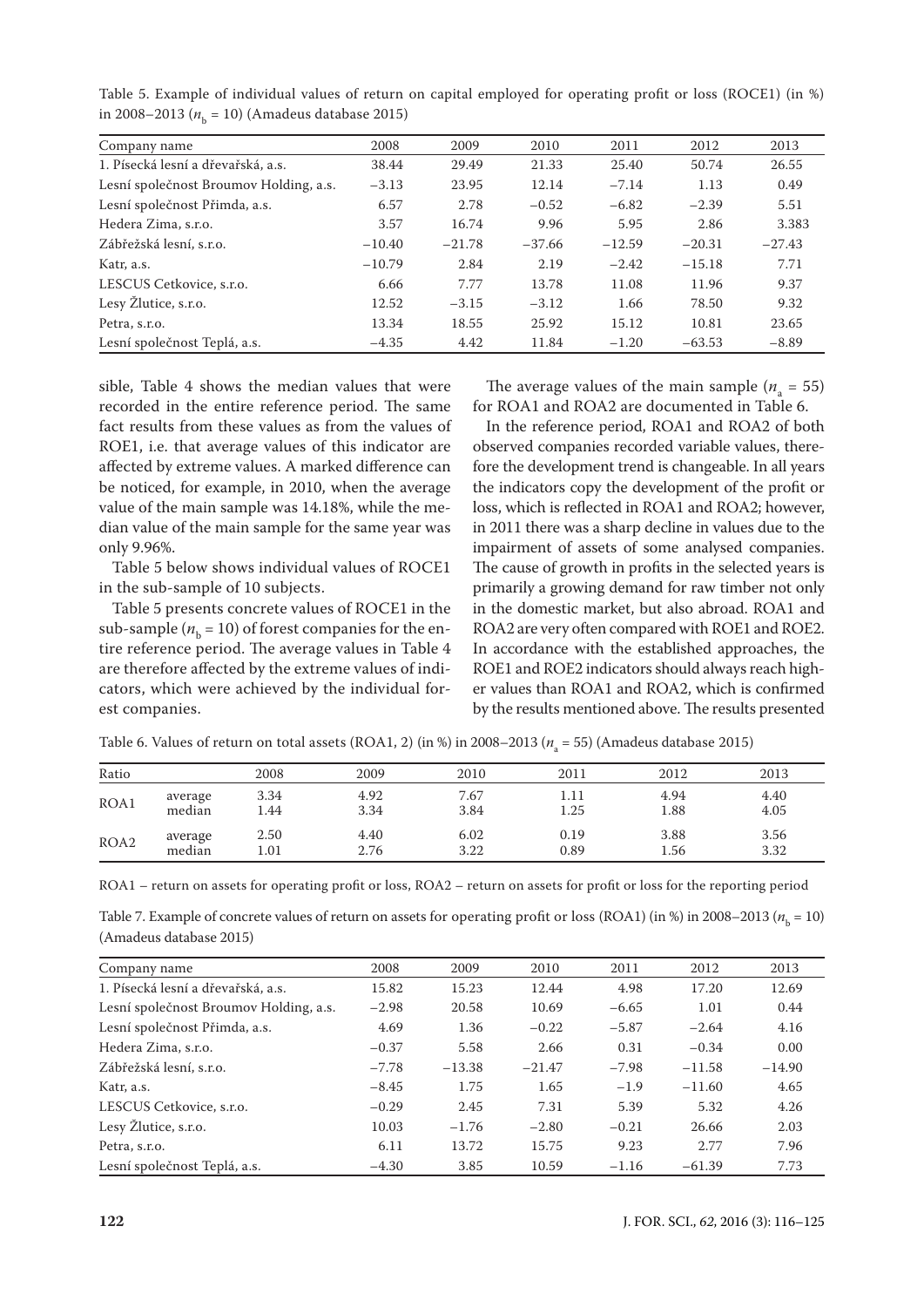Table 5. Example of individual values of return on capital employed for operating profit or loss (ROCE1) (in %) in 2008–2013 ($n_b$ = 10) (Amadeus database 2015)

| Company name | 2008 | 2009 | 2010 | 2011 | 2012 | 2013 |
|---|---|---|---|---|---|---|
| 1. Písecká lesní a dřevařská, a.s. | 38.44 | 29.49 | 21.33 | 25.40 | 50.74 | 26.55 |
| Lesní společnost Broumov Holding, a.s. | −3.13 | 23.95 | 12.14 | −7.14 | 1.13 | 0.49 |
| Lesní společnost Přimda, a.s. | 6.57 | 2.78 | −0.52 | −6.82 | −2.39 | 5.51 |
| Hedera Zima, s.r.o. | 3.57 | 16.74 | 9.96 | 5.95 | 2.86 | 3.383 |
| Zábřežská lesní, s.r.o. | −10.40 | −21.78 | −37.66 | −12.59 | −20.31 | −27.43 |
| Katr, a.s. | −10.79 | 2.84 | 2.19 | −2.42 | −15.18 | 7.71 |
| LESCUS Cetkovice, s.r.o. | 6.66 | 7.77 | 13.78 | 11.08 | 11.96 | 9.37 |
| Lesy Žlutice, s.r.o. | 12.52 | −3.15 | −3.12 | 1.66 | 78.50 | 9.32 |
| Petra, s.r.o. | 13.34 | 18.55 | 25.92 | 15.12 | 10.81 | 23.65 |
| Lesní společnost Teplá, a.s. | −4.35 | 4.42 | 11.84 | −1.20 | −63.53 | −8.89 |

sible, Table 4 shows the median values that were recorded in the entire reference period. The same fact results from these values as from the values of ROE1, i.e. that average values of this indicator are affected by extreme values. A marked difference can be noticed, for example, in 2010, when the average value of the main sample was 14.18%, while the median value of the main sample for the same year was only 9.96%.

Table 5 below shows individual values of ROCE1 in the sub-sample of 10 subjects.

Table 5 presents concrete values of ROCE1 in the sub-sample ($n_b$ = 10) of forest companies for the entire reference period. The average values in Table 4 are therefore affected by the extreme values of indicators, which were achieved by the individual forest companies.

The average values of the main sample ($n_a$ = 55) for ROA1 and ROA2 are documented in Table 6.

In the reference period, ROA1 and ROA2 of both observed companies recorded variable values, therefore the development trend is changeable. In all years the indicators copy the development of the profit or loss, which is reflected in ROA1 and ROA2; however, in 2011 there was a sharp decline in values due to the impairment of assets of some analysed companies. The cause of growth in profits in the selected years is primarily a growing demand for raw timber not only in the domestic market, but also abroad. ROA1 and ROA2 are very often compared with ROE1 and ROE2. In accordance with the established approaches, the ROE1 and ROE2 indicators should always reach higher values than ROA1 and ROA2, which is confirmed by the results mentioned above. The results presented

Table 6. Values of return on total assets (ROA1, 2) (in %) in 2008–2013 ($n_a$ = 55) (Amadeus database 2015)

| Ratio | | 2008 | 2009 | 2010 | 2011 | 2012 | 2013 |
|---|---|---|---|---|---|---|---|
| ROA1 | average | 3.34 | 4.92 | 7.67 | 1.11 | 4.94 | 4.40 |
| | median | 1.44 | 3.34 | 3.84 | 1.25 | 1.88 | 4.05 |
| ROA2 | average | 2.50 | 4.40 | 6.02 | 0.19 | 3.88 | 3.56 |
| | median | 1.01 | 2.76 | 3.22 | 0.89 | 1.56 | 3.32 |

ROA1 – return on assets for operating profit or loss, ROA2 – return on assets for profit or loss for the reporting period

Table 7. Example of concrete values of return on assets for operating profit or loss (ROA1) (in %) in 2008–2013 ($n_b$ = 10) (Amadeus database 2015)

| Company name | 2008 | 2009 | 2010 | 2011 | 2012 | 2013 |
|---|---|---|---|---|---|---|
| 1. Písecká lesní a dřevařská, a.s. | 15.82 | 15.23 | 12.44 | 4.98 | 17.20 | 12.69 |
| Lesní společnost Broumov Holding, a.s. | −2.98 | 20.58 | 10.69 | −6.65 | 1.01 | 0.44 |
| Lesní společnost Přimda, a.s. | 4.69 | 1.36 | −0.22 | −5.87 | −2.64 | 4.16 |
| Hedera Zima, s.r.o. | −0.37 | 5.58 | 2.66 | 0.31 | −0.34 | 0.00 |
| Zábřežská lesní, s.r.o. | −7.78 | −13.38 | −21.47 | −7.98 | −11.58 | −14.90 |
| Katr, a.s. | −8.45 | 1.75 | 1.65 | −1.9 | −11.60 | 4.65 |
| LESCUS Cetkovice, s.r.o. | −0.29 | 2.45 | 7.31 | 5.39 | 5.32 | 4.26 |
| Lesy Žlutice, s.r.o. | 10.03 | −1.76 | −2.80 | −0.21 | 26.66 | 2.03 |
| Petra, s.r.o. | 6.11 | 13.72 | 15.75 | 9.23 | 2.77 | 7.96 |
| Lesní společnost Teplá, a.s. | −4.30 | 3.85 | 10.59 | −1.16 | −61.39 | 7.73 |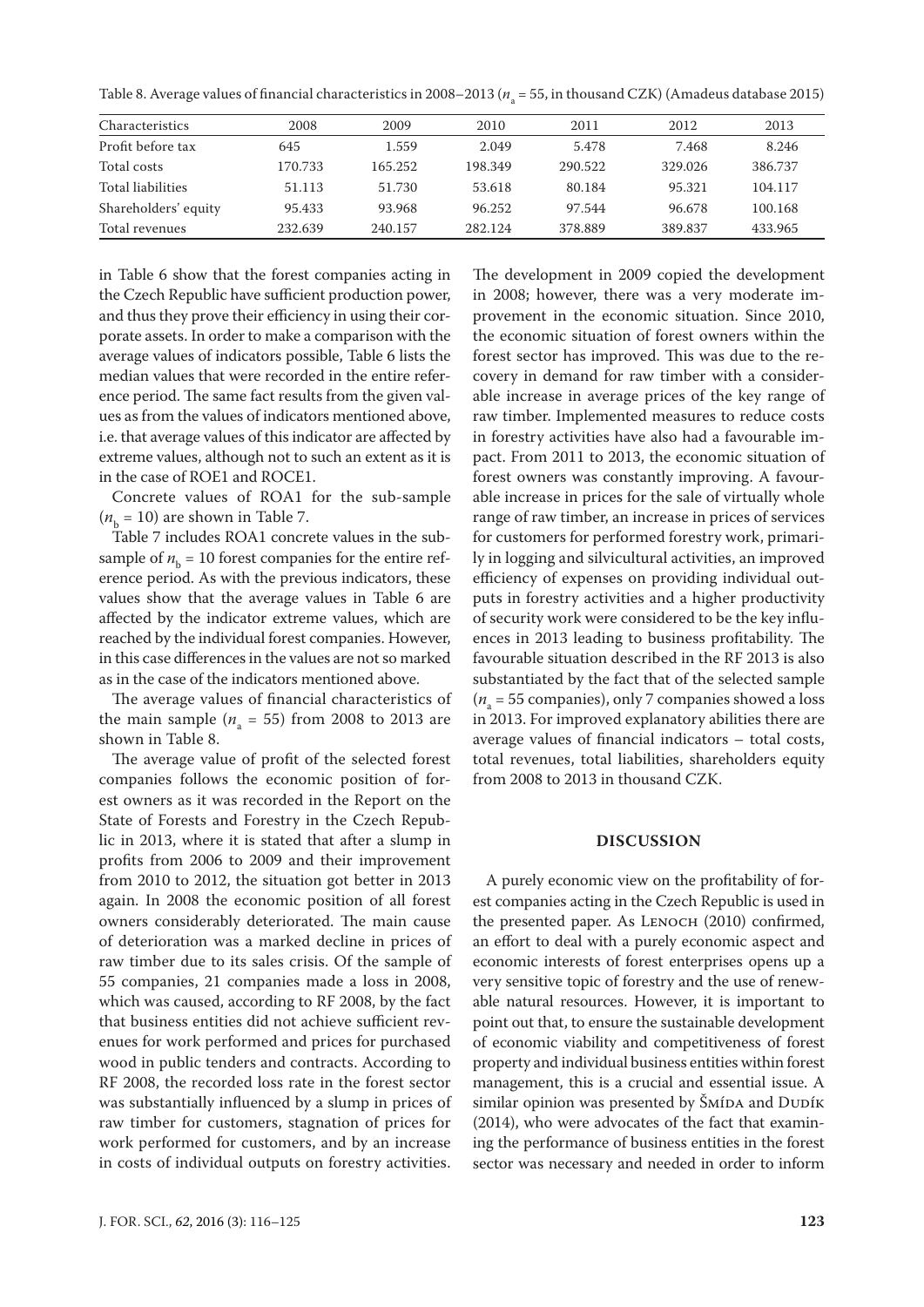Table 8. Average values of financial characteristics in 2008–2013 ($n_a$ = 55, in thousand CZK) (Amadeus database 2015)

| Characteristics | 2008 | 2009 | 2010 | 2011 | 2012 | 2013 |
|---|---|---|---|---|---|---|
| Profit before tax | 645 | 1.559 | 2.049 | 5.478 | 7.468 | 8.246 |
| Total costs | 170.733 | 165.252 | 198.349 | 290.522 | 329.026 | 386.737 |
| Total liabilities | 51.113 | 51.730 | 53.618 | 80.184 | 95.321 | 104.117 |
| Shareholders' equity | 95.433 | 93.968 | 96.252 | 97.544 | 96.678 | 100.168 |
| Total revenues | 232.639 | 240.157 | 282.124 | 378.889 | 389.837 | 433.965 |

in Table 6 show that the forest companies acting in the Czech Republic have sufficient production power, and thus they prove their efficiency in using their corporate assets. In order to make a comparison with the average values of indicators possible, Table 6 lists the median values that were recorded in the entire reference period. The same fact results from the given values as from the values of indicators mentioned above, i.e. that average values of this indicator are affected by extreme values, although not to such an extent as it is in the case of ROE1 and ROCE1.

Concrete values of ROA1 for the sub-sample ($n_b$ = 10) are shown in Table 7.

Table 7 includes ROA1 concrete values in the sub-sample of $n_b$ = 10 forest companies for the entire reference period. As with the previous indicators, these values show that the average values in Table 6 are affected by the indicator extreme values, which are reached by the individual forest companies. However, in this case differences in the values are not so marked as in the case of the indicators mentioned above.

The average values of financial characteristics of the main sample ($n_a$ = 55) from 2008 to 2013 are shown in Table 8.

The average value of profit of the selected forest companies follows the economic position of forest owners as it was recorded in the Report on the State of Forests and Forestry in the Czech Republic in 2013, where it is stated that after a slump in profits from 2006 to 2009 and their improvement from 2010 to 2012, the situation got better in 2013 again. In 2008 the economic position of all forest owners considerably deteriorated. The main cause of deterioration was a marked decline in prices of raw timber due to its sales crisis. Of the sample of 55 companies, 21 companies made a loss in 2008, which was caused, according to RF 2008, by the fact that business entities did not achieve sufficient revenues for work performed and prices for purchased wood in public tenders and contracts. According to RF 2008, the recorded loss rate in the forest sector was substantially influenced by a slump in prices of raw timber for customers, stagnation of prices for work performed for customers, and by an increase in costs of individual outputs on forestry activities. The development in 2009 copied the development in 2008; however, there was a very moderate improvement in the economic situation. Since 2010, the economic situation of forest owners within the forest sector has improved. This was due to the recovery in demand for raw timber with a considerable increase in average prices of the key range of raw timber. Implemented measures to reduce costs in forestry activities have also had a favourable impact. From 2011 to 2013, the economic situation of forest owners was constantly improving. A favourable increase in prices for the sale of virtually whole range of raw timber, an increase in prices of services for customers for performed forestry work, primarily in logging and silvicultural activities, an improved efficiency of expenses on providing individual outputs in forestry activities and a higher productivity of security work were considered to be the key influences in 2013 leading to business profitability. The favourable situation described in the RF 2013 is also substantiated by the fact that of the selected sample ($n_a$ = 55 companies), only 7 companies showed a loss in 2013. For improved explanatory abilities there are average values of financial indicators – total costs, total revenues, total liabilities, shareholders equity from 2008 to 2013 in thousand CZK.

## DISCUSSION

A purely economic view on the profitability of forest companies acting in the Czech Republic is used in the presented paper. As Lenoch (2010) confirmed, an effort to deal with a purely economic aspect and economic interests of forest enterprises opens up a very sensitive topic of forestry and the use of renewable natural resources. However, it is important to point out that, to ensure the sustainable development of economic viability and competitiveness of forest property and individual business entities within forest management, this is a crucial and essential issue. A similar opinion was presented by Šmída and Dudík (2014), who were advocates of the fact that examining the performance of business entities in the forest sector was necessary and needed in order to inform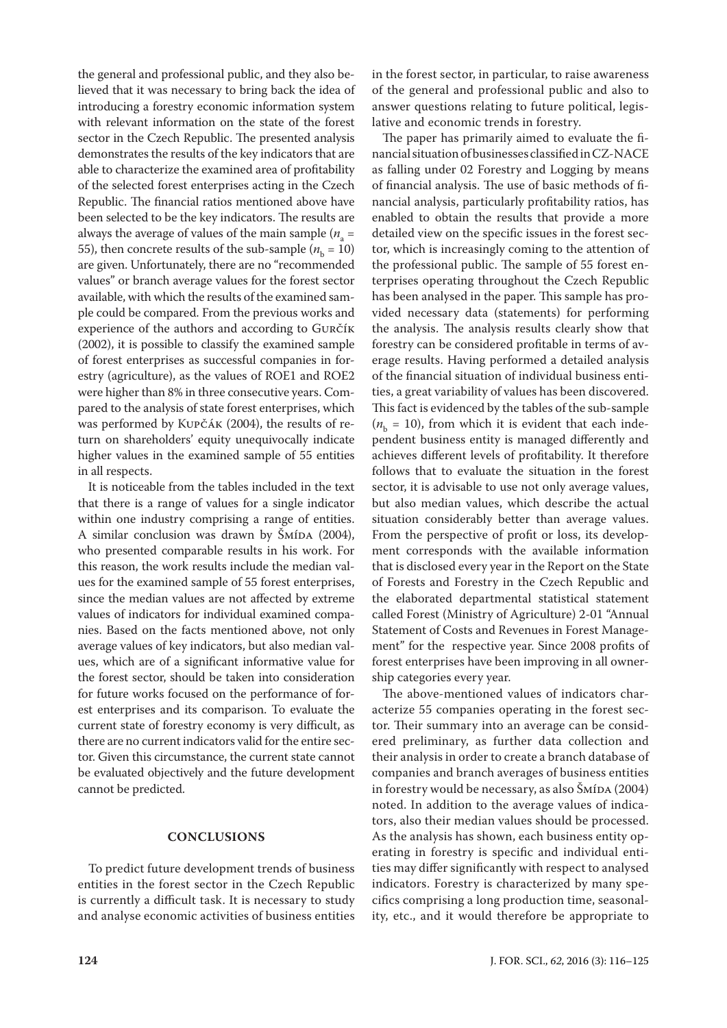the general and professional public, and they also believed that it was necessary to bring back the idea of introducing a forestry economic information system with relevant information on the state of the forest sector in the Czech Republic. The presented analysis demonstrates the results of the key indicators that are able to characterize the examined area of profitability of the selected forest enterprises acting in the Czech Republic. The financial ratios mentioned above have been selected to be the key indicators. The results are always the average of values of the main sample ($n_a$ = 55), then concrete results of the sub-sample ($n_b$ = 10) are given. Unfortunately, there are no "recommended values" or branch average values for the forest sector available, with which the results of the examined sample could be compared. From the previous works and experience of the authors and according to Gurčík (2002), it is possible to classify the examined sample of forest enterprises as successful companies in forestry (agriculture), as the values of ROE1 and ROE2 were higher than 8% in three consecutive years. Compared to the analysis of state forest enterprises, which was performed by Kupčák (2004), the results of return on shareholders' equity unequivocally indicate higher values in the examined sample of 55 entities in all respects.

It is noticeable from the tables included in the text that there is a range of values for a single indicator within one industry comprising a range of entities. A similar conclusion was drawn by Šmída (2004), who presented comparable results in his work. For this reason, the work results include the median values for the examined sample of 55 forest enterprises, since the median values are not affected by extreme values of indicators for individual examined companies. Based on the facts mentioned above, not only average values of key indicators, but also median values, which are of a significant informative value for the forest sector, should be taken into consideration for future works focused on the performance of forest enterprises and its comparison. To evaluate the current state of forestry economy is very difficult, as there are no current indicators valid for the entire sector. Given this circumstance, the current state cannot be evaluated objectively and the future development cannot be predicted.

## CONCLUSIONS

To predict future development trends of business entities in the forest sector in the Czech Republic is currently a difficult task. It is necessary to study and analyse economic activities of business entities in the forest sector, in particular, to raise awareness of the general and professional public and also to answer questions relating to future political, legislative and economic trends in forestry.

The paper has primarily aimed to evaluate the financial situation of businesses classified in CZ-NACE as falling under 02 Forestry and Logging by means of financial analysis. The use of basic methods of financial analysis, particularly profitability ratios, has enabled to obtain the results that provide a more detailed view on the specific issues in the forest sector, which is increasingly coming to the attention of the professional public. The sample of 55 forest enterprises operating throughout the Czech Republic has been analysed in the paper. This sample has provided necessary data (statements) for performing the analysis. The analysis results clearly show that forestry can be considered profitable in terms of average results. Having performed a detailed analysis of the financial situation of individual business entities, a great variability of values has been discovered. This fact is evidenced by the tables of the sub-sample ($n_b$ = 10), from which it is evident that each independent business entity is managed differently and achieves different levels of profitability. It therefore follows that to evaluate the situation in the forest sector, it is advisable to use not only average values, but also median values, which describe the actual situation considerably better than average values. From the perspective of profit or loss, its development corresponds with the available information that is disclosed every year in the Report on the State of Forests and Forestry in the Czech Republic and the elaborated departmental statistical statement called Forest (Ministry of Agriculture) 2-01 "Annual Statement of Costs and Revenues in Forest Management" for the respective year. Since 2008 profits of forest enterprises have been improving in all ownership categories every year.

The above-mentioned values of indicators characterize 55 companies operating in the forest sector. Their summary into an average can be considered preliminary, as further data collection and their analysis in order to create a branch database of companies and branch averages of business entities in forestry would be necessary, as also Šmída (2004) noted. In addition to the average values of indicators, also their median values should be processed. As the analysis has shown, each business entity operating in forestry is specific and individual entities may differ significantly with respect to analysed indicators. Forestry is characterized by many specifics comprising a long production time, seasonality, etc., and it would therefore be appropriate to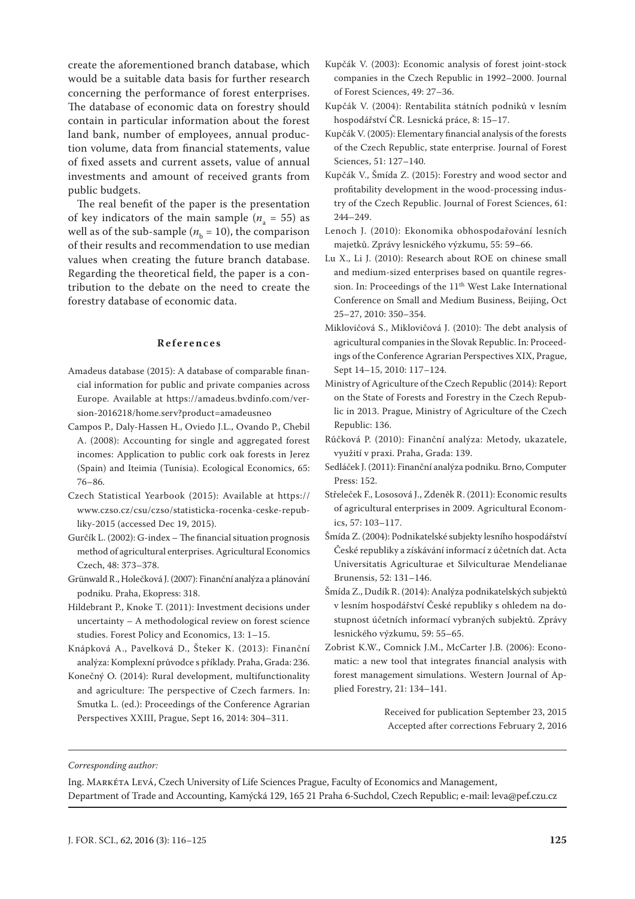create the aforementioned branch database, which would be a suitable data basis for further research concerning the performance of forest enterprises. The database of economic data on forestry should contain in particular information about the forest land bank, number of employees, annual production volume, data from financial statements, value of fixed assets and current assets, value of annual investments and amount of received grants from public budgets.

The real benefit of the paper is the presentation of key indicators of the main sample ($n_a$ = 55) as well as of the sub-sample ($n_b$ = 10), the comparison of their results and recommendation to use median values when creating the future branch database. Regarding the theoretical field, the paper is a contribution to the debate on the need to create the forestry database of economic data.

## References

Amadeus database (2015): A database of comparable financial information for public and private companies across Europe. Available at https://amadeus.bvdinfo.com/version-2016218/home.serv?product=amadeusneo

Campos P., Daly-Hassen H., Oviedo J.L., Ovando P., Chebil A. (2008): Accounting for single and aggregated forest incomes: Application to public cork oak forests in Jerez (Spain) and Iteimia (Tunisia). Ecological Economics, 65: 76–86.

Czech Statistical Yearbook (2015): Available at https://www.czso.cz/csu/czso/statisticka-rocenka-ceske-republiky-2015 (accessed Dec 19, 2015).

Gurčík L. (2002): G-index – The financial situation prognosis method of agricultural enterprises. Agricultural Economics Czech, 48: 373–378.

Grünwald R., Holečková J. (2007): Finanční analýza a plánování podniku. Praha, Ekopress: 318.

Hildebrant P., Knoke T. (2011): Investment decisions under uncertainty – A methodological review on forest science studies. Forest Policy and Economics, 13: 1–15.

Knápková A., Pavelková D., Šteker K. (2013): Finanční analýza: Komplexní průvodce s příklady. Praha, Grada: 236.

Konečný O. (2014): Rural development, multifunctionality and agriculture: The perspective of Czech farmers. In: Smutka L. (ed.): Proceedings of the Conference Agrarian Perspectives XXIII, Prague, Sept 16, 2014: 304–311.

Kupčák V. (2003): Economic analysis of forest joint-stock companies in the Czech Republic in 1992–2000. Journal of Forest Sciences, 49: 27–36.

Kupčák V. (2004): Rentabilita státních podniků v lesním hospodářství ČR. Lesnická práce, 8: 15–17.

Kupčák V. (2005): Elementary financial analysis of the forests of the Czech Republic, state enterprise. Journal of Forest Sciences, 51: 127–140.

Kupčák V., Šmída Z. (2015): Forestry and wood sector and profitability development in the wood-processing industry of the Czech Republic. Journal of Forest Sciences, 61: 244–249.

Lenoch J. (2010): Ekonomika obhospodařování lesních majetků. Zprávy lesnického výzkumu, 55: 59–66.

Lu X., Li J. (2010): Research about ROE on chinese small and medium-sized enterprises based on quantile regression. In: Proceedings of the 11th West Lake International Conference on Small and Medium Business, Beijing, Oct 25–27, 2010: 350–354.

Miklovičová S., Miklovičová J. (2010): The debt analysis of agricultural companies in the Slovak Republic. In: Proceedings of the Conference Agrarian Perspectives XIX, Prague, Sept 14–15, 2010: 117–124.

Ministry of Agriculture of the Czech Republic (2014): Report on the State of Forests and Forestry in the Czech Republic in 2013. Prague, Ministry of Agriculture of the Czech Republic: 136.

Růčková P. (2010): Finanční analýza: Metody, ukazatele, využití v praxi. Praha, Grada: 139.

Sedláček J. (2011): Finanční analýza podniku. Brno, Computer Press: 152.

Střeleček F., Lososová J., Zdeněk R. (2011): Economic results of agricultural enterprises in 2009. Agricultural Economics, 57: 103–117.

Šmída Z. (2004): Podnikatelské subjekty lesního hospodářství České republiky a získávání informací z účetních dat. Acta Universitatis Agriculturae et Silviculturae Mendelianae Brunensis, 52: 131–146.

Šmída Z., Dudík R. (2014): Analýza podnikatelských subjektů v lesním hospodářství České republiky s ohledem na dostupnost účetních informací vybraných subjektů. Zprávy lesnického výzkumu, 59: 55–65.

Zobrist K.W., Comnick J.M., McCarter J.B. (2006): Economatic: a new tool that integrates financial analysis with forest management simulations. Western Journal of Applied Forestry, 21: 134–141.

Received for publication September 23, 2015
Accepted after corrections February 2, 2016

*Corresponding author:*

Ing. Markéta Levá, Czech University of Life Sciences Prague, Faculty of Economics and Management, Department of Trade and Accounting, Kamýcká 129, 165 21 Praha 6-Suchdol, Czech Republic; e-mail: leva@pef.czu.cz